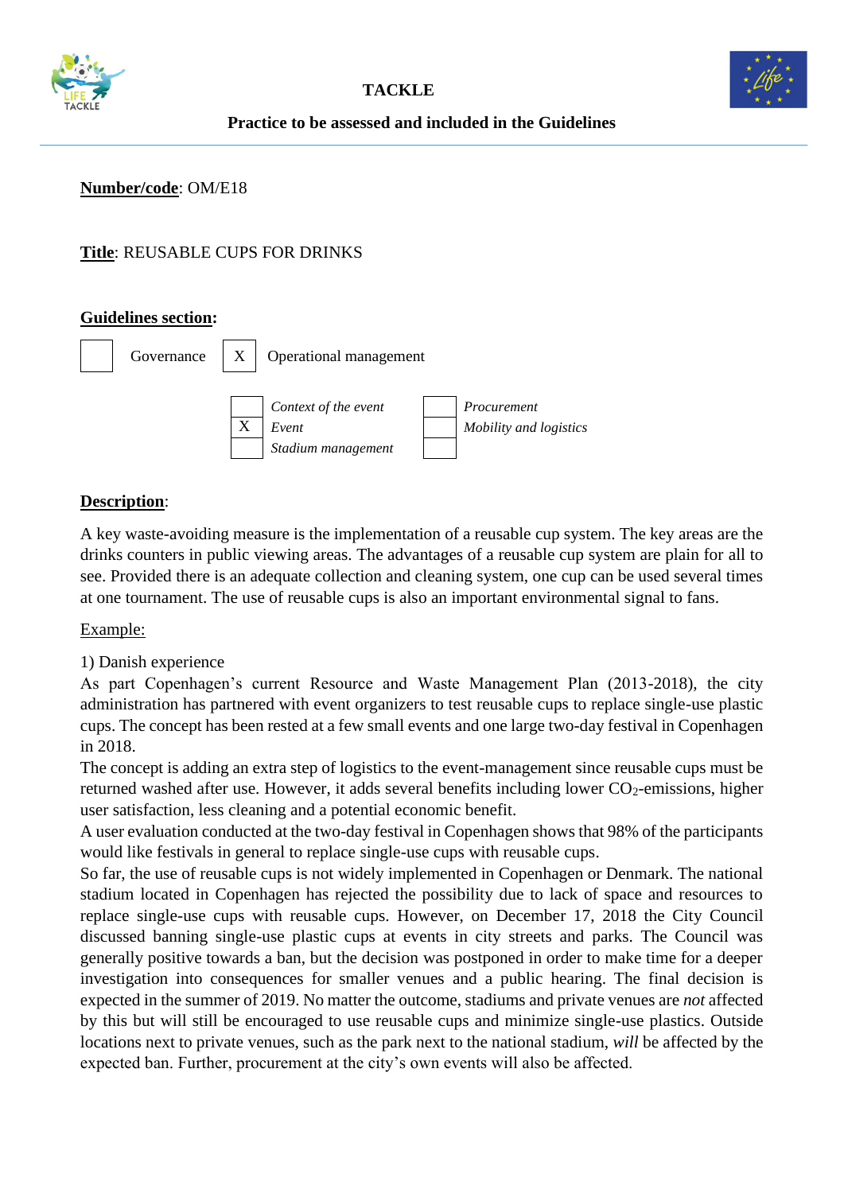# TACKLE

**Practice to be assessed and included in the Guidelines**

**Number/code**: OM/E18

**Title**: REUSABLE CUPS FOR DRINKS

**Guidelines section:**

| | | | |
|---|---|---|---|
| [ ] | Governance | [X] | Operational management |

| | | | |
|---|---|---|---|
| [ ] | *Context of the event* | [ ] | *Procurement* |
| [X] | *Event* | [ ] | *Mobility and logistics* |
| [ ] | *Stadium management* | [ ] | |

**Description**:

A key waste-avoiding measure is the implementation of a reusable cup system. The key areas are the drinks counters in public viewing areas. The advantages of a reusable cup system are plain for all to see. Provided there is an adequate collection and cleaning system, one cup can be used several times at one tournament. The use of reusable cups is also an important environmental signal to fans.

Example:

1) Danish experience

As part Copenhagen's current Resource and Waste Management Plan (2013-2018), the city administration has partnered with event organizers to test reusable cups to replace single-use plastic cups. The concept has been rested at a few small events and one large two-day festival in Copenhagen in 2018.

The concept is adding an extra step of logistics to the event-management since reusable cups must be returned washed after use. However, it adds several benefits including lower $CO_2$-emissions, higher user satisfaction, less cleaning and a potential economic benefit.

A user evaluation conducted at the two-day festival in Copenhagen shows that 98% of the participants would like festivals in general to replace single-use cups with reusable cups.

So far, the use of reusable cups is not widely implemented in Copenhagen or Denmark. The national stadium located in Copenhagen has rejected the possibility due to lack of space and resources to replace single-use cups with reusable cups. However, on December 17, 2018 the City Council discussed banning single-use plastic cups at events in city streets and parks. The Council was generally positive towards a ban, but the decision was postponed in order to make time for a deeper investigation into consequences for smaller venues and a public hearing. The final decision is expected in the summer of 2019. No matter the outcome, stadiums and private venues are *not* affected by this but will still be encouraged to use reusable cups and minimize single-use plastics. Outside locations next to private venues, such as the park next to the national stadium, *will* be affected by the expected ban. Further, procurement at the city's own events will also be affected.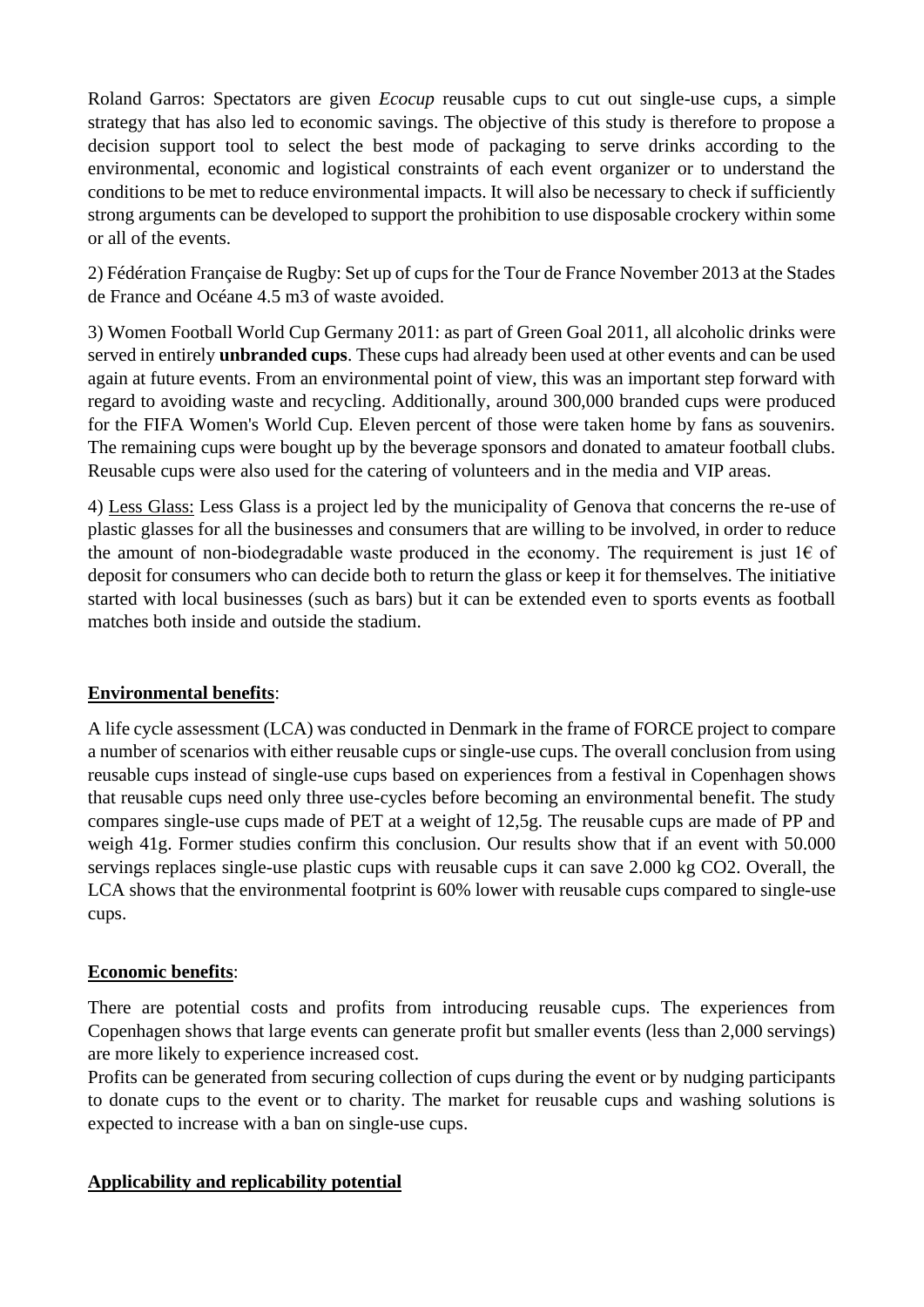Roland Garros: Spectators are given *Ecocup* reusable cups to cut out single-use cups, a simple strategy that has also led to economic savings. The objective of this study is therefore to propose a decision support tool to select the best mode of packaging to serve drinks according to the environmental, economic and logistical constraints of each event organizer or to understand the conditions to be met to reduce environmental impacts. It will also be necessary to check if sufficiently strong arguments can be developed to support the prohibition to use disposable crockery within some or all of the events.

2) Fédération Française de Rugby: Set up of cups for the Tour de France November 2013 at the Stades de France and Océane 4.5 m3 of waste avoided.

3) Women Football World Cup Germany 2011: as part of Green Goal 2011, all alcoholic drinks were served in entirely **unbranded cups**. These cups had already been used at other events and can be used again at future events. From an environmental point of view, this was an important step forward with regard to avoiding waste and recycling. Additionally, around 300,000 branded cups were produced for the FIFA Women's World Cup. Eleven percent of those were taken home by fans as souvenirs. The remaining cups were bought up by the beverage sponsors and donated to amateur football clubs. Reusable cups were also used for the catering of volunteers and in the media and VIP areas.

4) <u>Less Glass:</u> Less Glass is a project led by the municipality of Genova that concerns the re-use of plastic glasses for all the businesses and consumers that are willing to be involved, in order to reduce the amount of non-biodegradable waste produced in the economy. The requirement is just 1€ of deposit for consumers who can decide both to return the glass or keep it for themselves. The initiative started with local businesses (such as bars) but it can be extended even to sports events as football matches both inside and outside the stadium.

**<u>Environmental benefits</u>**:

A life cycle assessment (LCA) was conducted in Denmark in the frame of FORCE project to compare a number of scenarios with either reusable cups or single-use cups. The overall conclusion from using reusable cups instead of single-use cups based on experiences from a festival in Copenhagen shows that reusable cups need only three use-cycles before becoming an environmental benefit. The study compares single-use cups made of PET at a weight of 12,5g. The reusable cups are made of PP and weigh 41g. Former studies confirm this conclusion. Our results show that if an event with 50.000 servings replaces single-use plastic cups with reusable cups it can save 2.000 kg CO2. Overall, the LCA shows that the environmental footprint is 60% lower with reusable cups compared to single-use cups.

**<u>Economic benefits</u>**:

There are potential costs and profits from introducing reusable cups. The experiences from Copenhagen shows that large events can generate profit but smaller events (less than 2,000 servings) are more likely to experience increased cost.

Profits can be generated from securing collection of cups during the event or by nudging participants to donate cups to the event or to charity. The market for reusable cups and washing solutions is expected to increase with a ban on single-use cups.

**<u>Applicability and replicability potential</u>**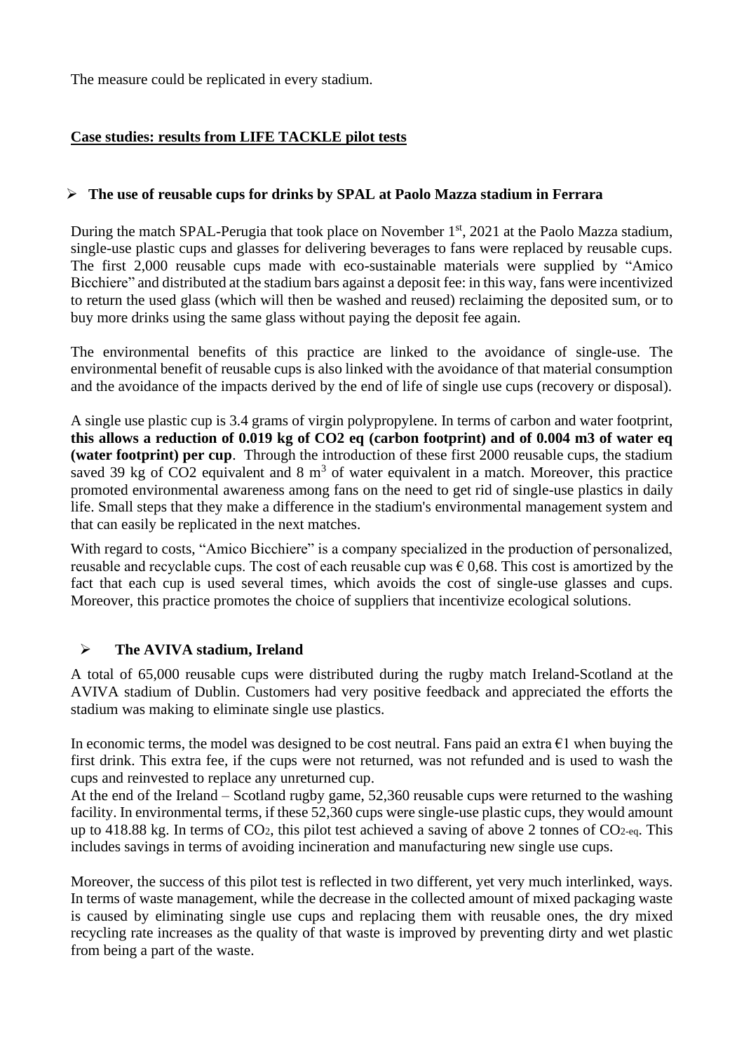The measure could be replicated in every stadium.

## Case studies: results from LIFE TACKLE pilot tests

### The use of reusable cups for drinks by SPAL at Paolo Mazza stadium in Ferrara

During the match SPAL-Perugia that took place on November 1st, 2021 at the Paolo Mazza stadium, single-use plastic cups and glasses for delivering beverages to fans were replaced by reusable cups. The first 2,000 reusable cups made with eco-sustainable materials were supplied by "Amico Bicchiere" and distributed at the stadium bars against a deposit fee: in this way, fans were incentivized to return the used glass (which will then be washed and reused) reclaiming the deposited sum, or to buy more drinks using the same glass without paying the deposit fee again.

The environmental benefits of this practice are linked to the avoidance of single-use. The environmental benefit of reusable cups is also linked with the avoidance of that material consumption and the avoidance of the impacts derived by the end of life of single use cups (recovery or disposal).

A single use plastic cup is 3.4 grams of virgin polypropylene. In terms of carbon and water footprint, **this allows a reduction of 0.019 kg of CO2 eq (carbon footprint) and of 0.004 m3 of water eq (water footprint) per cup**. Through the introduction of these first 2000 reusable cups, the stadium saved 39 kg of CO2 equivalent and 8 $m^3$ of water equivalent in a match. Moreover, this practice promoted environmental awareness among fans on the need to get rid of single-use plastics in daily life. Small steps that they make a difference in the stadium's environmental management system and that can easily be replicated in the next matches.

With regard to costs, "Amico Bicchiere" is a company specialized in the production of personalized, reusable and recyclable cups. The cost of each reusable cup was € 0,68. This cost is amortized by the fact that each cup is used several times, which avoids the cost of single-use glasses and cups. Moreover, this practice promotes the choice of suppliers that incentivize ecological solutions.

### The AVIVA stadium, Ireland

A total of 65,000 reusable cups were distributed during the rugby match Ireland-Scotland at the AVIVA stadium of Dublin. Customers had very positive feedback and appreciated the efforts the stadium was making to eliminate single use plastics.

In economic terms, the model was designed to be cost neutral. Fans paid an extra €1 when buying the first drink. This extra fee, if the cups were not returned, was not refunded and is used to wash the cups and reinvested to replace any unreturned cup.

At the end of the Ireland – Scotland rugby game, 52,360 reusable cups were returned to the washing facility. In environmental terms, if these 52,360 cups were single-use plastic cups, they would amount up to 418.88 kg. In terms of $CO_2$, this pilot test achieved a saving of above 2 tonnes of $CO_{2\text{-eq}}$. This includes savings in terms of avoiding incineration and manufacturing new single use cups.

Moreover, the success of this pilot test is reflected in two different, yet very much interlinked, ways. In terms of waste management, while the decrease in the collected amount of mixed packaging waste is caused by eliminating single use cups and replacing them with reusable ones, the dry mixed recycling rate increases as the quality of that waste is improved by preventing dirty and wet plastic from being a part of the waste.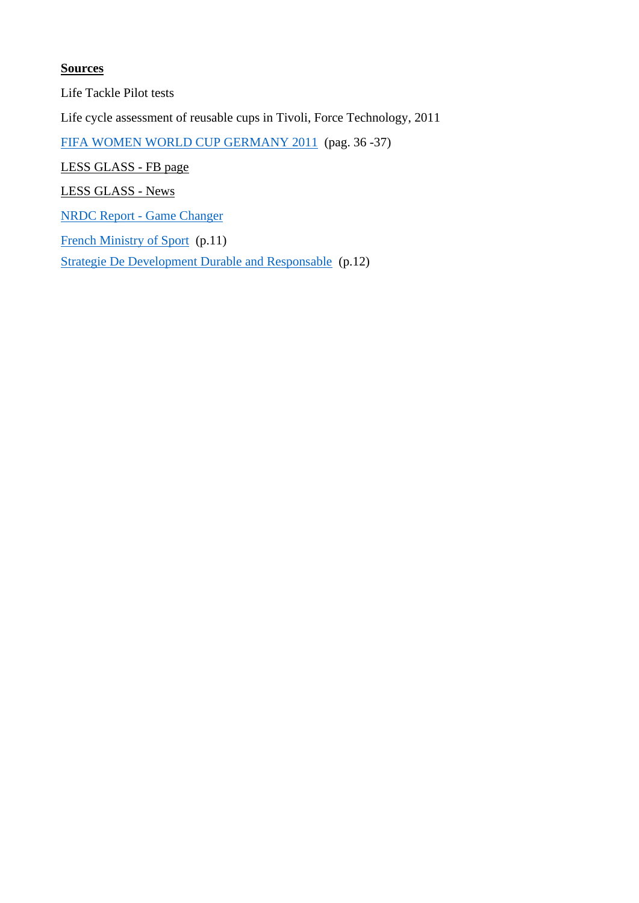**Sources**

Life Tackle Pilot tests

Life cycle assessment of reusable cups in Tivoli, Force Technology, 2011

FIFA WOMEN WORLD CUP GERMANY 2011 (pag. 36 -37)

LESS GLASS - FB page

LESS GLASS - News

NRDC Report - Game Changer

French Ministry of Sport (p.11)

Strategie De Development Durable and Responsable (p.12)